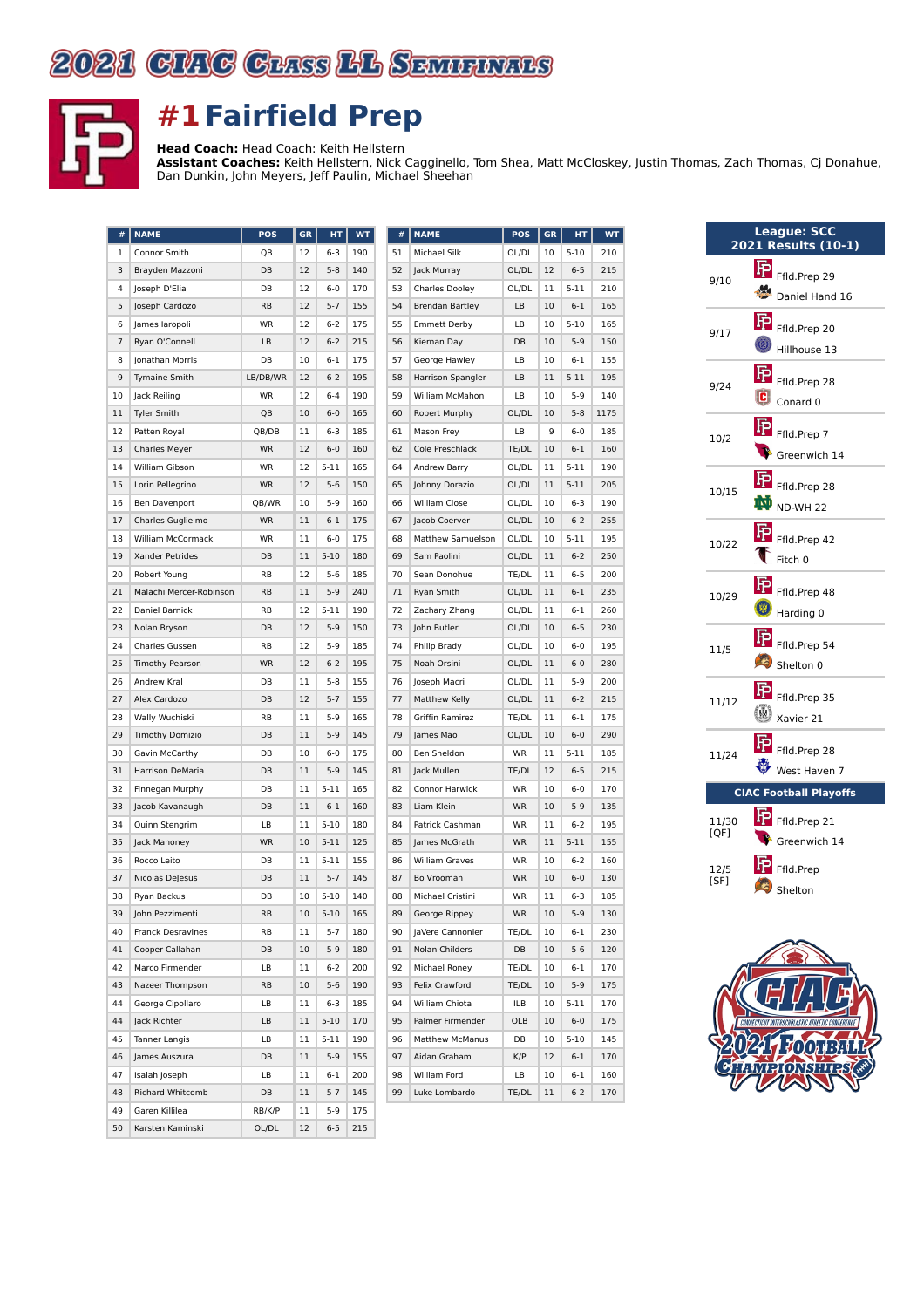# 2021 CIAC Class LL Semifinals

## #1 Fairfield Prep

**Head Coach:** Head Coach: Keith Hellstern
**Assistant Coaches:** Keith Hellstern, Nick Cagginello, Tom Shea, Matt McCloskey, Justin Thomas, Zach Thomas, Cj Donahue, Dan Dunkin, John Meyers, Jeff Paulin, Michael Sheehan

| # | NAME | POS | GR | HT | WT |
|---|---|---|---|---|---|
| 1 | Connor Smith | QB | 12 | 6-3 | 190 |
| 3 | Brayden Mazzoni | DB | 12 | 5-8 | 140 |
| 4 | Joseph D'Elia | DB | 12 | 6-0 | 170 |
| 5 | Joseph Cardozo | RB | 12 | 5-7 | 155 |
| 6 | James Iaropoli | WR | 12 | 6-2 | 175 |
| 7 | Ryan O'Connell | LB | 12 | 6-2 | 215 |
| 8 | Jonathan Morris | DB | 10 | 6-1 | 175 |
| 9 | Tymaine Smith | LB/DB/WR | 12 | 6-2 | 195 |
| 10 | Jack Reiling | WR | 12 | 6-4 | 190 |
| 11 | Tyler Smith | QB | 10 | 6-0 | 165 |
| 12 | Patten Royal | QB/DB | 11 | 6-3 | 185 |
| 13 | Charles Meyer | WR | 12 | 6-0 | 160 |
| 14 | William Gibson | WR | 12 | 5-11 | 165 |
| 15 | Lorin Pellegrino | WR | 12 | 5-6 | 150 |
| 16 | Ben Davenport | QB/WR | 10 | 5-9 | 160 |
| 17 | Charles Guglielmo | WR | 11 | 6-1 | 175 |
| 18 | William McCormack | WR | 11 | 6-0 | 175 |
| 19 | Xander Petrides | DB | 11 | 5-10 | 180 |
| 20 | Robert Young | RB | 12 | 5-6 | 185 |
| 21 | Malachi Mercer-Robinson | RB | 11 | 5-9 | 240 |
| 22 | Daniel Barnick | RB | 12 | 5-11 | 190 |
| 23 | Nolan Bryson | DB | 12 | 5-9 | 150 |
| 24 | Charles Gussen | RB | 12 | 5-9 | 185 |
| 25 | Timothy Pearson | WR | 12 | 6-2 | 195 |
| 26 | Andrew Kral | DB | 11 | 5-8 | 155 |
| 27 | Alex Cardozo | DB | 12 | 5-7 | 155 |
| 28 | Wally Wuchiski | RB | 11 | 5-9 | 165 |
| 29 | Timothy Domizio | DB | 11 | 5-9 | 145 |
| 30 | Gavin McCarthy | DB | 10 | 6-0 | 175 |
| 31 | Harrison DeMaria | DB | 11 | 5-9 | 145 |
| 32 | Finnegan Murphy | DB | 11 | 5-11 | 165 |
| 33 | Jacob Kavanaugh | DB | 11 | 6-1 | 160 |
| 34 | Quinn Stengrim | LB | 11 | 5-10 | 180 |
| 35 | Jack Mahoney | WR | 10 | 5-11 | 125 |
| 36 | Rocco Leito | DB | 11 | 5-11 | 155 |
| 37 | Nicolas DeJesus | DB | 11 | 5-7 | 145 |
| 38 | Ryan Backus | DB | 10 | 5-10 | 140 |
| 39 | John Pezzimenti | RB | 10 | 5-10 | 165 |
| 40 | Franck Desravines | RB | 11 | 5-7 | 180 |
| 41 | Cooper Callahan | DB | 10 | 5-9 | 180 |
| 42 | Marco Firmender | LB | 11 | 6-2 | 200 |
| 43 | Nazeer Thompson | RB | 10 | 5-6 | 190 |
| 44 | George Cipollaro | LB | 11 | 6-3 | 185 |
| 44 | Jack Richter | LB | 11 | 5-10 | 170 |
| 45 | Tanner Langis | LB | 11 | 5-11 | 190 |
| 46 | James Auszura | DB | 11 | 5-9 | 155 |
| 47 | Isaiah Joseph | LB | 11 | 6-1 | 200 |
| 48 | Richard Whitcomb | DB | 11 | 5-7 | 145 |
| 49 | Garen Killilea | RB/K/P | 11 | 5-9 | 175 |
| 50 | Karsten Kaminski | OL/DL | 12 | 6-5 | 215 |
| 51 | Michael Silk | OL/DL | 10 | 5-10 | 210 |
| 52 | Jack Murray | OL/DL | 12 | 6-5 | 215 |
| 53 | Charles Dooley | OL/DL | 11 | 5-11 | 210 |
| 54 | Brendan Bartley | LB | 10 | 6-1 | 165 |
| 55 | Emmett Derby | LB | 10 | 5-10 | 165 |
| 56 | Kiernan Day | DB | 10 | 5-9 | 150 |
| 57 | George Hawley | LB | 10 | 6-1 | 155 |
| 58 | Harrison Spangler | LB | 11 | 5-11 | 195 |
| 59 | William McMahon | LB | 10 | 5-9 | 140 |
| 60 | Robert Murphy | OL/DL | 10 | 5-8 | 1175 |
| 61 | Mason Frey | LB | 9 | 6-0 | 185 |
| 62 | Cole Preschlack | TE/DL | 10 | 6-1 | 160 |
| 64 | Andrew Barry | OL/DL | 11 | 5-11 | 190 |
| 65 | Johnny Dorazio | OL/DL | 11 | 5-11 | 205 |
| 66 | William Close | OL/DL | 10 | 6-3 | 190 |
| 67 | Jacob Coerver | OL/DL | 10 | 6-2 | 255 |
| 68 | Matthew Samuelson | OL/DL | 10 | 5-11 | 195 |
| 69 | Sam Paolini | OL/DL | 11 | 6-2 | 250 |
| 70 | Sean Donohue | TE/DL | 11 | 6-5 | 200 |
| 71 | Ryan Smith | OL/DL | 11 | 6-1 | 235 |
| 72 | Zachary Zhang | OL/DL | 11 | 6-1 | 260 |
| 73 | John Butler | OL/DL | 10 | 6-5 | 230 |
| 74 | Philip Brady | OL/DL | 10 | 6-0 | 195 |
| 75 | Noah Orsini | OL/DL | 11 | 6-0 | 280 |
| 76 | Joseph Macri | OL/DL | 11 | 5-9 | 200 |
| 77 | Matthew Kelly | OL/DL | 11 | 6-2 | 215 |
| 78 | Griffin Ramirez | TE/DL | 11 | 6-1 | 175 |
| 79 | James Mao | OL/DL | 10 | 6-0 | 290 |
| 80 | Ben Sheldon | WR | 11 | 5-11 | 185 |
| 81 | Jack Mullen | TE/DL | 12 | 6-5 | 215 |
| 82 | Connor Harwick | WR | 10 | 6-0 | 170 |
| 83 | Liam Klein | WR | 10 | 5-9 | 135 |
| 84 | Patrick Cashman | WR | 11 | 6-2 | 195 |
| 85 | James McGrath | WR | 11 | 5-11 | 155 |
| 86 | William Graves | WR | 10 | 6-2 | 160 |
| 87 | Bo Vrooman | WR | 10 | 6-0 | 130 |
| 88 | Michael Cristini | WR | 11 | 6-3 | 185 |
| 89 | George Rippey | WR | 10 | 5-9 | 130 |
| 90 | JaVere Cannonier | TE/DL | 10 | 6-1 | 230 |
| 91 | Nolan Childers | DB | 10 | 5-6 | 120 |
| 92 | Michael Roney | TE/DL | 10 | 6-1 | 170 |
| 93 | Felix Crawford | TE/DL | 10 | 5-9 | 175 |
| 94 | William Chiota | ILB | 10 | 5-11 | 170 |
| 95 | Palmer Firmender | OLB | 10 | 6-0 | 175 |
| 96 | Matthew McManus | DB | 10 | 5-10 | 145 |
| 97 | Aidan Graham | K/P | 12 | 6-1 | 170 |
| 98 | William Ford | LB | 10 | 6-1 | 160 |
| 99 | Luke Lombardo | TE/DL | 11 | 6-2 | 170 |

### League: SCC — 2021 Results (10-1)

| Date | Result |
|---|---|
| 9/10 | Ffld.Prep 29, Daniel Hand 16 |
| 9/17 | Ffld.Prep 20, Hillhouse 13 |
| 9/24 | Ffld.Prep 28, Conard 0 |
| 10/2 | Ffld.Prep 7, Greenwich 14 |
| 10/15 | Ffld.Prep 28, ND-WH 22 |
| 10/22 | Ffld.Prep 42, Fitch 0 |
| 10/29 | Ffld.Prep 48, Harding 0 |
| 11/5 | Ffld.Prep 54, Shelton 0 |
| 11/12 | Ffld.Prep 35, Xavier 21 |
| 11/24 | Ffld.Prep 28, West Haven 7 |

### CIAC Football Playoffs

| Date | Result |
|---|---|
| 11/30 [QF] | Ffld.Prep 21, Greenwich 14 |
| 12/5 [SF] | Ffld.Prep, Shelton |

CIAC — Connecticut Interscholastic Athletic Conference — 2021 Football Championships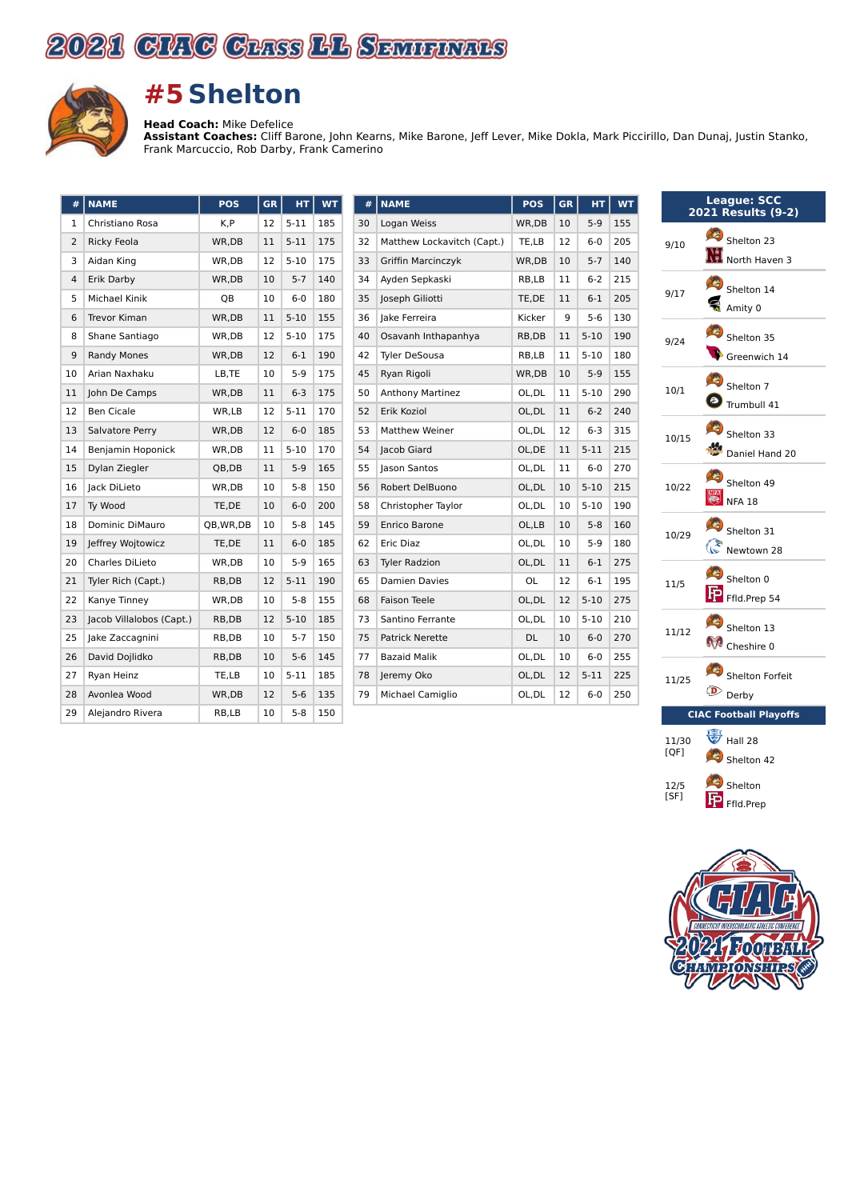# 2021 CIAC Class LL Semifinals

## #5 Shelton

**Head Coach:** Mike Defelice
**Assistant Coaches:** Cliff Barone, John Kearns, Mike Barone, Jeff Lever, Mike Dokla, Mark Piccirillo, Dan Dunaj, Justin Stanko, Frank Marcuccio, Rob Darby, Frank Camerino

| # | NAME | POS | GR | HT | WT |
|---|---|---|---|---|---|
| 1 | Christiano Rosa | K,P | 12 | 5-11 | 185 |
| 2 | Ricky Feola | WR,DB | 11 | 5-11 | 175 |
| 3 | Aidan King | WR,DB | 12 | 5-10 | 175 |
| 4 | Erik Darby | WR,DB | 10 | 5-7 | 140 |
| 5 | Michael Kinik | QB | 10 | 6-0 | 180 |
| 6 | Trevor Kiman | WR,DB | 11 | 5-10 | 155 |
| 8 | Shane Santiago | WR,DB | 12 | 5-10 | 175 |
| 9 | Randy Mones | WR,DB | 12 | 6-1 | 190 |
| 10 | Arian Naxhaku | LB,TE | 10 | 5-9 | 175 |
| 11 | John De Camps | WR,DB | 11 | 6-3 | 175 |
| 12 | Ben Cicale | WR,LB | 12 | 5-11 | 170 |
| 13 | Salvatore Perry | WR,DB | 12 | 6-0 | 185 |
| 14 | Benjamin Hoponick | WR,DB | 11 | 5-10 | 170 |
| 15 | Dylan Ziegler | QB,DB | 11 | 5-9 | 165 |
| 16 | Jack DiLieto | WR,DB | 10 | 5-8 | 150 |
| 17 | Ty Wood | TE,DE | 10 | 6-0 | 200 |
| 18 | Dominic DiMauro | QB,WR,DB | 10 | 5-8 | 145 |
| 19 | Jeffrey Wojtowicz | TE,DE | 11 | 6-0 | 185 |
| 20 | Charles DiLieto | WR,DB | 10 | 5-9 | 165 |
| 21 | Tyler Rich (Capt.) | RB,DB | 12 | 5-11 | 190 |
| 22 | Kanye Tinney | WR,DB | 10 | 5-8 | 155 |
| 23 | Jacob Villalobos (Capt.) | RB,DB | 12 | 5-10 | 185 |
| 25 | Jake Zaccagnini | RB,DB | 10 | 5-7 | 150 |
| 26 | David Dojlidko | RB,DB | 10 | 5-6 | 145 |
| 27 | Ryan Heinz | TE,LB | 10 | 5-11 | 185 |
| 28 | Avonlea Wood | WR,DB | 12 | 5-6 | 135 |
| 29 | Alejandro Rivera | RB,LB | 10 | 5-8 | 150 |
| 30 | Logan Weiss | WR,DB | 10 | 5-9 | 155 |
| 32 | Matthew Lockavitch (Capt.) | TE,LB | 12 | 6-0 | 205 |
| 33 | Griffin Marcinczyk | WR,DB | 10 | 5-7 | 140 |
| 34 | Ayden Sepkaski | RB,LB | 11 | 6-2 | 215 |
| 35 | Joseph Giliotti | TE,DE | 11 | 6-1 | 205 |
| 36 | Jake Ferreira | Kicker | 9 | 5-6 | 130 |
| 40 | Osavanh Inthapanhya | RB,DB | 11 | 5-10 | 190 |
| 42 | Tyler DeSousa | RB,LB | 11 | 5-10 | 180 |
| 45 | Ryan Rigoli | WR,DB | 10 | 5-9 | 155 |
| 50 | Anthony Martinez | OL,DL | 11 | 5-10 | 290 |
| 52 | Erik Koziol | OL,DL | 11 | 6-2 | 240 |
| 53 | Matthew Weiner | OL,DL | 12 | 6-3 | 315 |
| 54 | Jacob Giard | OL,DE | 11 | 5-11 | 215 |
| 55 | Jason Santos | OL,DL | 11 | 6-0 | 270 |
| 56 | Robert DelBuono | OL,DL | 10 | 5-10 | 215 |
| 58 | Christopher Taylor | OL,DL | 10 | 5-10 | 190 |
| 59 | Enrico Barone | OL,LB | 10 | 5-8 | 160 |
| 62 | Eric Diaz | OL,DL | 10 | 5-9 | 180 |
| 63 | Tyler Radzion | OL,DL | 11 | 6-1 | 275 |
| 65 | Damien Davies | OL | 12 | 6-1 | 195 |
| 68 | Faison Teele | OL,DL | 12 | 5-10 | 275 |
| 73 | Santino Ferrante | OL,DL | 10 | 5-10 | 210 |
| 75 | Patrick Nerette | DL | 10 | 6-0 | 270 |
| 77 | Bazaid Malik | OL,DL | 10 | 6-0 | 255 |
| 78 | Jeremy Oko | OL,DL | 12 | 5-11 | 225 |
| 79 | Michael Camiglio | OL,DL | 12 | 6-0 | 250 |

**League: SCC**
**2021 Results (9-2)**

| Date | Result |
|---|---|
| 9/10 | Shelton 23, North Haven 3 |
| 9/17 | Shelton 14, Amity 0 |
| 9/24 | Shelton 35, Greenwich 14 |
| 10/1 | Shelton 7, Trumbull 41 |
| 10/15 | Shelton 33, Daniel Hand 20 |
| 10/22 | Shelton 49, NFA 18 |
| 10/29 | Shelton 31, Newtown 28 |
| 11/5 | Shelton 0, Ffld.Prep 54 |
| 11/12 | Shelton 13, Cheshire 0 |
| 11/25 | Shelton Forfeit, Derby |

**CIAC Football Playoffs**

| Date | Result |
|---|---|
| 11/30 [QF] | Hall 28, Shelton 42 |
| 12/5 [SF] | Shelton, Ffld.Prep |